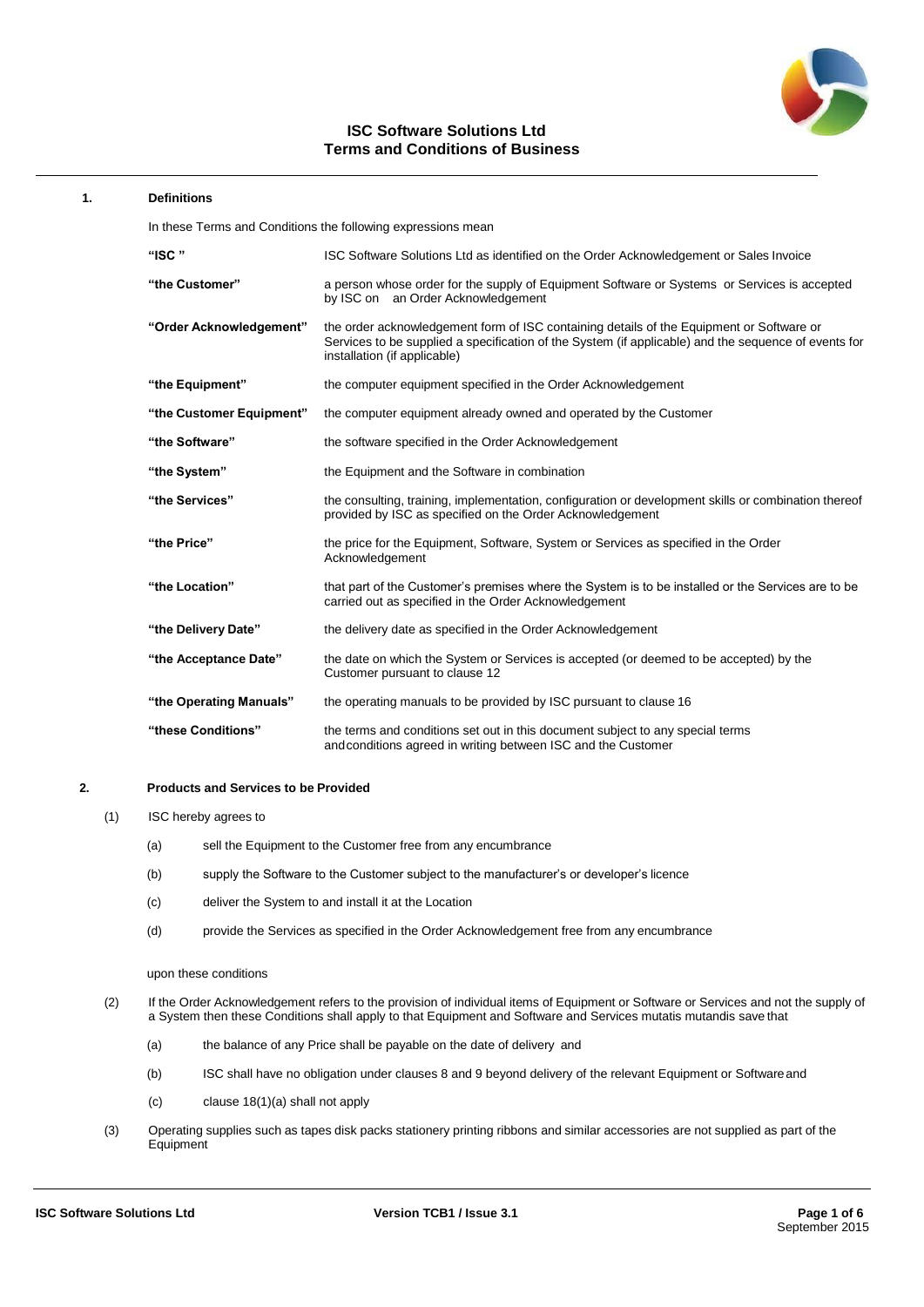# ISC Software Solutions Ltd
# Terms and Conditions of Business

## 1. Definitions

In these Terms and Conditions the following expressions mean

| | |
|---|---|
| **"ISC "** | ISC Software Solutions Ltd as identified on the Order Acknowledgement or Sales Invoice |
| **"the Customer"** | a person whose order for the supply of Equipment Software or Systems or Services is accepted by ISC on an Order Acknowledgement |
| **"Order Acknowledgement"** | the order acknowledgement form of ISC containing details of the Equipment or Software or Services to be supplied a specification of the System (if applicable) and the sequence of events for installation (if applicable) |
| **"the Equipment"** | the computer equipment specified in the Order Acknowledgement |
| **"the Customer Equipment"** | the computer equipment already owned and operated by the Customer |
| **"the Software"** | the software specified in the Order Acknowledgement |
| **"the System"** | the Equipment and the Software in combination |
| **"the Services"** | the consulting, training, implementation, configuration or development skills or combination thereof provided by ISC as specified on the Order Acknowledgement |
| **"the Price"** | the price for the Equipment, Software, System or Services as specified in the Order Acknowledgement |
| **"the Location"** | that part of the Customer's premises where the System is to be installed or the Services are to be carried out as specified in the Order Acknowledgement |
| **"the Delivery Date"** | the delivery date as specified in the Order Acknowledgement |
| **"the Acceptance Date"** | the date on which the System or Services is accepted (or deemed to be accepted) by the Customer pursuant to clause 12 |
| **"the Operating Manuals"** | the operating manuals to be provided by ISC pursuant to clause 16 |
| **"these Conditions"** | the terms and conditions set out in this document subject to any special terms andconditions agreed in writing between ISC and the Customer |

## 2. Products and Services to be Provided

(1) ISC hereby agrees to

- (a) sell the Equipment to the Customer free from any encumbrance
- (b) supply the Software to the Customer subject to the manufacturer's or developer's licence
- (c) deliver the System to and install it at the Location
- (d) provide the Services as specified in the Order Acknowledgement free from any encumbrance

upon these conditions

(2) If the Order Acknowledgement refers to the provision of individual items of Equipment or Software or Services and not the supply of a System then these Conditions shall apply to that Equipment and Software and Services mutatis mutandis save that

- (a) the balance of any Price shall be payable on the date of delivery and
- (b) ISC shall have no obligation under clauses 8 and 9 beyond delivery of the relevant Equipment or Softwareand
- (c) clause 18(1)(a) shall not apply

(3) Operating supplies such as tapes disk packs stationery printing ribbons and similar accessories are not supplied as part of the Equipment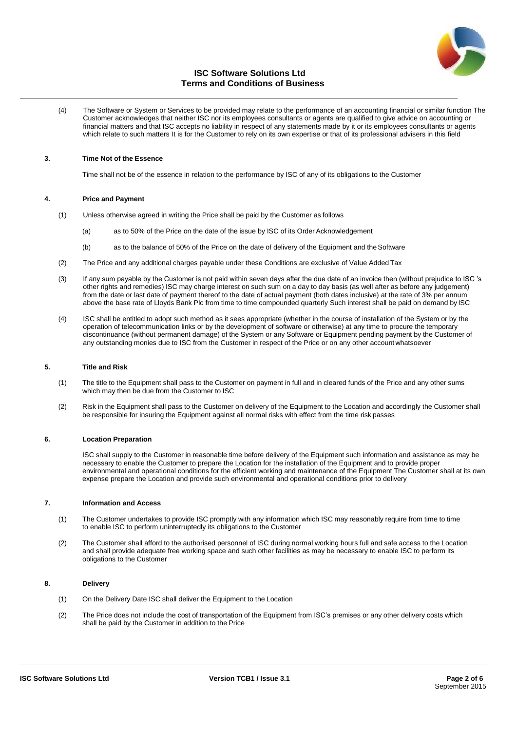(4) The Software or System or Services to be provided may relate to the performance of an accounting financial or similar function The Customer acknowledges that neither ISC nor its employees consultants or agents are qualified to give advice on accounting or financial matters and that ISC accepts no liability in respect of any statements made by it or its employees consultants or agents which relate to such matters It is for the Customer to rely on its own expertise or that of its professional advisers in this field

### 3. Time Not of the Essence

Time shall not be of the essence in relation to the performance by ISC of any of its obligations to the Customer

### 4. Price and Payment

(1) Unless otherwise agreed in writing the Price shall be paid by the Customer as follows

(a) as to 50% of the Price on the date of the issue by ISC of its Order Acknowledgement

(b) as to the balance of 50% of the Price on the date of delivery of the Equipment and the Software

(2) The Price and any additional charges payable under these Conditions are exclusive of Value Added Tax

(3) If any sum payable by the Customer is not paid within seven days after the due date of an invoice then (without prejudice to ISC 's other rights and remedies) ISC may charge interest on such sum on a day to day basis (as well after as before any judgement) from the date or last date of payment thereof to the date of actual payment (both dates inclusive) at the rate of 3% per annum above the base rate of Lloyds Bank Plc from time to time compounded quarterly Such interest shall be paid on demand by ISC

(4) ISC shall be entitled to adopt such method as it sees appropriate (whether in the course of installation of the System or by the operation of telecommunication links or by the development of software or otherwise) at any time to procure the temporary discontinuance (without permanent damage) of the System or any Software or Equipment pending payment by the Customer of any outstanding monies due to ISC from the Customer in respect of the Price or on any other account whatsoever

### 5. Title and Risk

(1) The title to the Equipment shall pass to the Customer on payment in full and in cleared funds of the Price and any other sums which may then be due from the Customer to ISC

(2) Risk in the Equipment shall pass to the Customer on delivery of the Equipment to the Location and accordingly the Customer shall be responsible for insuring the Equipment against all normal risks with effect from the time risk passes

### 6. Location Preparation

ISC shall supply to the Customer in reasonable time before delivery of the Equipment such information and assistance as may be necessary to enable the Customer to prepare the Location for the installation of the Equipment and to provide proper environmental and operational conditions for the efficient working and maintenance of the Equipment The Customer shall at its own expense prepare the Location and provide such environmental and operational conditions prior to delivery

### 7. Information and Access

(1) The Customer undertakes to provide ISC promptly with any information which ISC may reasonably require from time to time to enable ISC to perform uninterruptedly its obligations to the Customer

(2) The Customer shall afford to the authorised personnel of ISC during normal working hours full and safe access to the Location and shall provide adequate free working space and such other facilities as may be necessary to enable ISC to perform its obligations to the Customer

### 8. Delivery

(1) On the Delivery Date ISC shall deliver the Equipment to the Location

(2) The Price does not include the cost of transportation of the Equipment from ISC's premises or any other delivery costs which shall be paid by the Customer in addition to the Price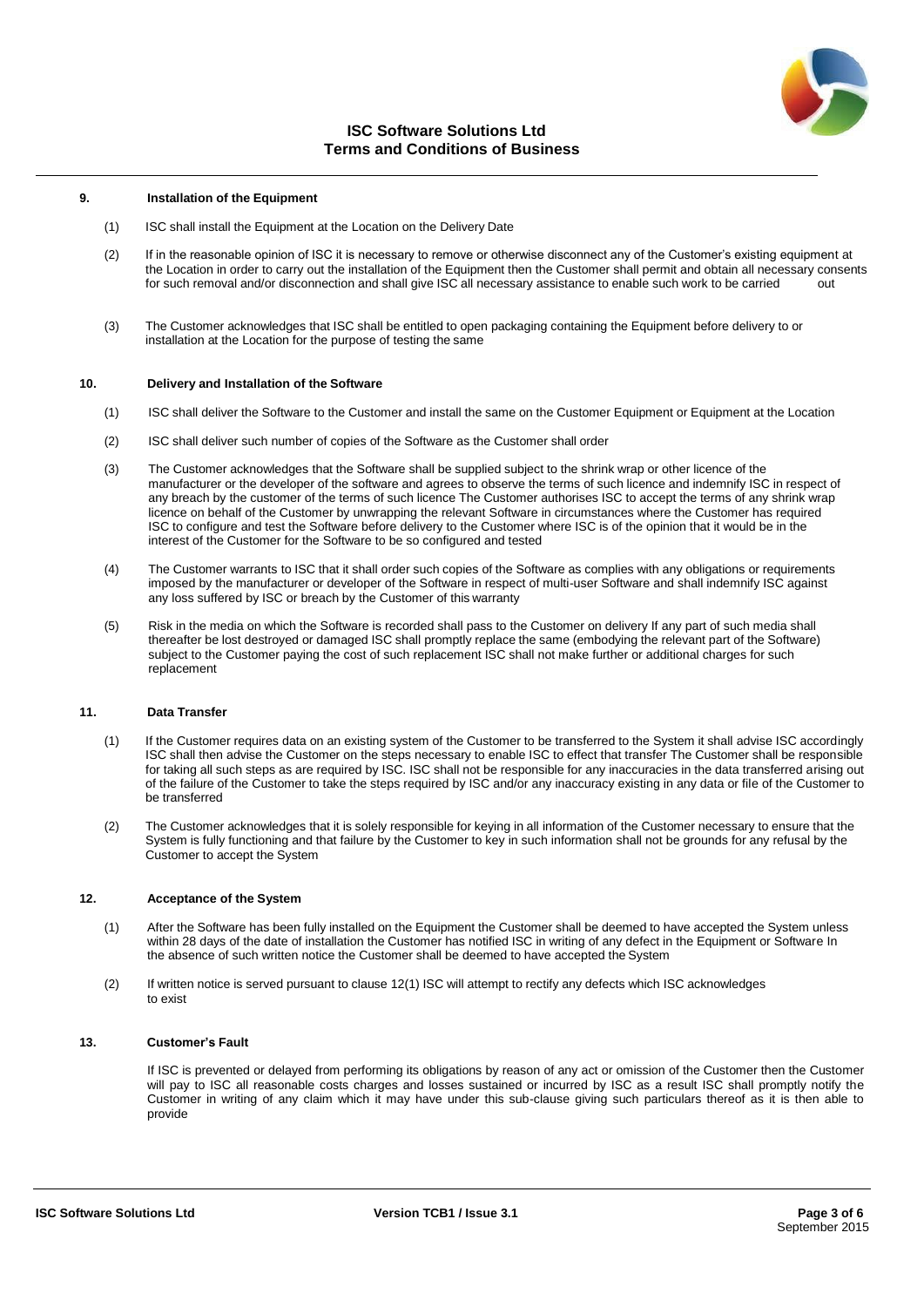## 9. Installation of the Equipment

(1) ISC shall install the Equipment at the Location on the Delivery Date

(2) If in the reasonable opinion of ISC it is necessary to remove or otherwise disconnect any of the Customer's existing equipment at the Location in order to carry out the installation of the Equipment then the Customer shall permit and obtain all necessary consents for such removal and/or disconnection and shall give ISC all necessary assistance to enable such work to be carried out

(3) The Customer acknowledges that ISC shall be entitled to open packaging containing the Equipment before delivery to or installation at the Location for the purpose of testing the same

## 10. Delivery and Installation of the Software

(1) ISC shall deliver the Software to the Customer and install the same on the Customer Equipment or Equipment at the Location

(2) ISC shall deliver such number of copies of the Software as the Customer shall order

(3) The Customer acknowledges that the Software shall be supplied subject to the shrink wrap or other licence of the manufacturer or the developer of the software and agrees to observe the terms of such licence and indemnify ISC in respect of any breach by the customer of the terms of such licence The Customer authorises ISC to accept the terms of any shrink wrap licence on behalf of the Customer by unwrapping the relevant Software in circumstances where the Customer has required ISC to configure and test the Software before delivery to the Customer where ISC is of the opinion that it would be in the interest of the Customer for the Software to be so configured and tested

(4) The Customer warrants to ISC that it shall order such copies of the Software as complies with any obligations or requirements imposed by the manufacturer or developer of the Software in respect of multi-user Software and shall indemnify ISC against any loss suffered by ISC or breach by the Customer of this warranty

(5) Risk in the media on which the Software is recorded shall pass to the Customer on delivery If any part of such media shall thereafter be lost destroyed or damaged ISC shall promptly replace the same (embodying the relevant part of the Software) subject to the Customer paying the cost of such replacement ISC shall not make further or additional charges for such replacement

## 11. Data Transfer

(1) If the Customer requires data on an existing system of the Customer to be transferred to the System it shall advise ISC accordingly ISC shall then advise the Customer on the steps necessary to enable ISC to effect that transfer The Customer shall be responsible for taking all such steps as are required by ISC. ISC shall not be responsible for any inaccuracies in the data transferred arising out of the failure of the Customer to take the steps required by ISC and/or any inaccuracy existing in any data or file of the Customer to be transferred

(2) The Customer acknowledges that it is solely responsible for keying in all information of the Customer necessary to ensure that the System is fully functioning and that failure by the Customer to key in such information shall not be grounds for any refusal by the Customer to accept the System

## 12. Acceptance of the System

(1) After the Software has been fully installed on the Equipment the Customer shall be deemed to have accepted the System unless within 28 days of the date of installation the Customer has notified ISC in writing of any defect in the Equipment or Software In the absence of such written notice the Customer shall be deemed to have accepted the System

(2) If written notice is served pursuant to clause 12(1) ISC will attempt to rectify any defects which ISC acknowledges to exist

## 13. Customer's Fault

If ISC is prevented or delayed from performing its obligations by reason of any act or omission of the Customer then the Customer will pay to ISC all reasonable costs charges and losses sustained or incurred by ISC as a result ISC shall promptly notify the Customer in writing of any claim which it may have under this sub-clause giving such particulars thereof as it is then able to provide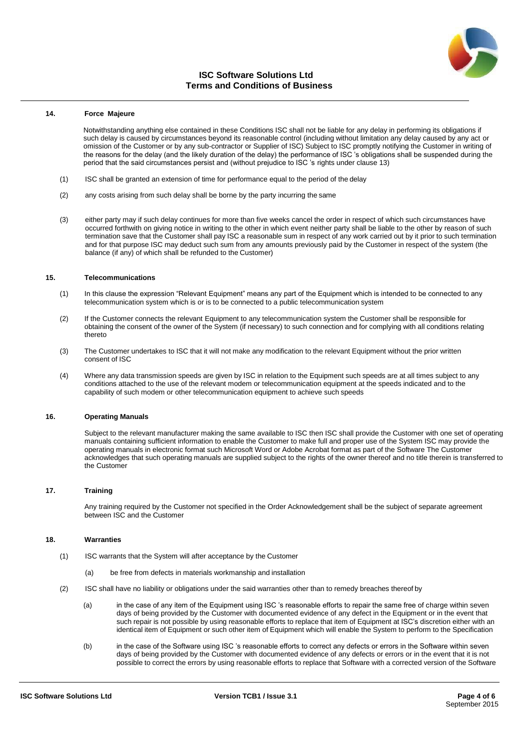### 14. Force Majeure

Notwithstanding anything else contained in these Conditions ISC shall not be liable for any delay in performing its obligations if such delay is caused by circumstances beyond its reasonable control (including without limitation any delay caused by any act or omission of the Customer or by any sub-contractor or Supplier of ISC) Subject to ISC promptly notifying the Customer in writing of the reasons for the delay (and the likely duration of the delay) the performance of ISC 's obligations shall be suspended during the period that the said circumstances persist and (without prejudice to ISC 's rights under clause 13)

(1) ISC shall be granted an extension of time for performance equal to the period of the delay

(2) any costs arising from such delay shall be borne by the party incurring the same

(3) either party may if such delay continues for more than five weeks cancel the order in respect of which such circumstances have occurred forthwith on giving notice in writing to the other in which event neither party shall be liable to the other by reason of such termination save that the Customer shall pay ISC a reasonable sum in respect of any work carried out by it prior to such termination and for that purpose ISC may deduct such sum from any amounts previously paid by the Customer in respect of the system (the balance (if any) of which shall be refunded to the Customer)

### 15. Telecommunications

(1) In this clause the expression “Relevant Equipment” means any part of the Equipment which is intended to be connected to any telecommunication system which is or is to be connected to a public telecommunication system

(2) If the Customer connects the relevant Equipment to any telecommunication system the Customer shall be responsible for obtaining the consent of the owner of the System (if necessary) to such connection and for complying with all conditions relating thereto

(3) The Customer undertakes to ISC that it will not make any modification to the relevant Equipment without the prior written consent of ISC

(4) Where any data transmission speeds are given by ISC in relation to the Equipment such speeds are at all times subject to any conditions attached to the use of the relevant modem or telecommunication equipment at the speeds indicated and to the capability of such modem or other telecommunication equipment to achieve such speeds

### 16. Operating Manuals

Subject to the relevant manufacturer making the same available to ISC then ISC shall provide the Customer with one set of operating manuals containing sufficient information to enable the Customer to make full and proper use of the System ISC may provide the operating manuals in electronic format such Microsoft Word or Adobe Acrobat format as part of the Software The Customer acknowledges that such operating manuals are supplied subject to the rights of the owner thereof and no title therein is transferred to the Customer

### 17. Training

Any training required by the Customer not specified in the Order Acknowledgement shall be the subject of separate agreement between ISC and the Customer

### 18. Warranties

(1) ISC warrants that the System will after acceptance by the Customer

  (a) be free from defects in materials workmanship and installation

(2) ISC shall have no liability or obligations under the said warranties other than to remedy breaches thereof by

  (a) in the case of any item of the Equipment using ISC 's reasonable efforts to repair the same free of charge within seven days of being provided by the Customer with documented evidence of any defect in the Equipment or in the event that such repair is not possible by using reasonable efforts to replace that item of Equipment at ISC's discretion either with an identical item of Equipment or such other item of Equipment which will enable the System to perform to the Specification

  (b) in the case of the Software using ISC 's reasonable efforts to correct any defects or errors in the Software within seven days of being provided by the Customer with documented evidence of any defects or errors or in the event that it is not possible to correct the errors by using reasonable efforts to replace that Software with a corrected version of the Software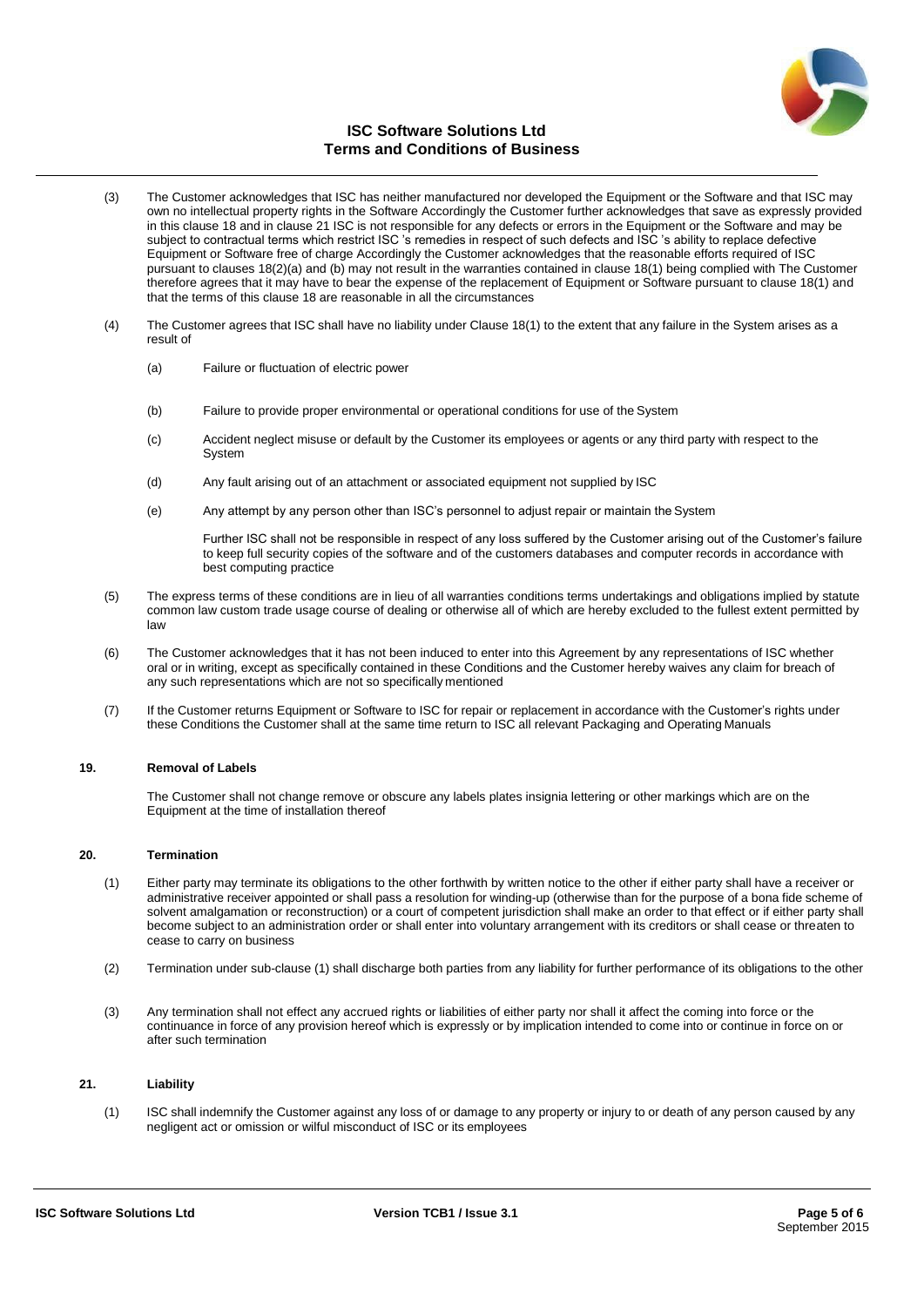(3) The Customer acknowledges that ISC has neither manufactured nor developed the Equipment or the Software and that ISC may own no intellectual property rights in the Software Accordingly the Customer further acknowledges that save as expressly provided in this clause 18 and in clause 21 ISC is not responsible for any defects or errors in the Equipment or the Software and may be subject to contractual terms which restrict ISC 's remedies in respect of such defects and ISC 's ability to replace defective Equipment or Software free of charge Accordingly the Customer acknowledges that the reasonable efforts required of ISC pursuant to clauses 18(2)(a) and (b) may not result in the warranties contained in clause 18(1) being complied with The Customer therefore agrees that it may have to bear the expense of the replacement of Equipment or Software pursuant to clause 18(1) and that the terms of this clause 18 are reasonable in all the circumstances

(4) The Customer agrees that ISC shall have no liability under Clause 18(1) to the extent that any failure in the System arises as a result of

(a) Failure or fluctuation of electric power

(b) Failure to provide proper environmental or operational conditions for use of the System

(c) Accident neglect misuse or default by the Customer its employees or agents or any third party with respect to the System

(d) Any fault arising out of an attachment or associated equipment not supplied by ISC

(e) Any attempt by any person other than ISC's personnel to adjust repair or maintain the System

Further ISC shall not be responsible in respect of any loss suffered by the Customer arising out of the Customer's failure to keep full security copies of the software and of the customers databases and computer records in accordance with best computing practice

(5) The express terms of these conditions are in lieu of all warranties conditions terms undertakings and obligations implied by statute common law custom trade usage course of dealing or otherwise all of which are hereby excluded to the fullest extent permitted by law

(6) The Customer acknowledges that it has not been induced to enter into this Agreement by any representations of ISC whether oral or in writing, except as specifically contained in these Conditions and the Customer hereby waives any claim for breach of any such representations which are not so specifically mentioned

(7) If the Customer returns Equipment or Software to ISC for repair or replacement in accordance with the Customer's rights under these Conditions the Customer shall at the same time return to ISC all relevant Packaging and Operating Manuals

## 19. Removal of Labels

The Customer shall not change remove or obscure any labels plates insignia lettering or other markings which are on the Equipment at the time of installation thereof

## 20. Termination

(1) Either party may terminate its obligations to the other forthwith by written notice to the other if either party shall have a receiver or administrative receiver appointed or shall pass a resolution for winding-up (otherwise than for the purpose of a bona fide scheme of solvent amalgamation or reconstruction) or a court of competent jurisdiction shall make an order to that effect or if either party shall become subject to an administration order or shall enter into voluntary arrangement with its creditors or shall cease or threaten to cease to carry on business

(2) Termination under sub-clause (1) shall discharge both parties from any liability for further performance of its obligations to the other

(3) Any termination shall not effect any accrued rights or liabilities of either party nor shall it affect the coming into force or the continuance in force of any provision hereof which is expressly or by implication intended to come into or continue in force on or after such termination

## 21. Liability

(1) ISC shall indemnify the Customer against any loss of or damage to any property or injury to or death of any person caused by any negligent act or omission or wilful misconduct of ISC or its employees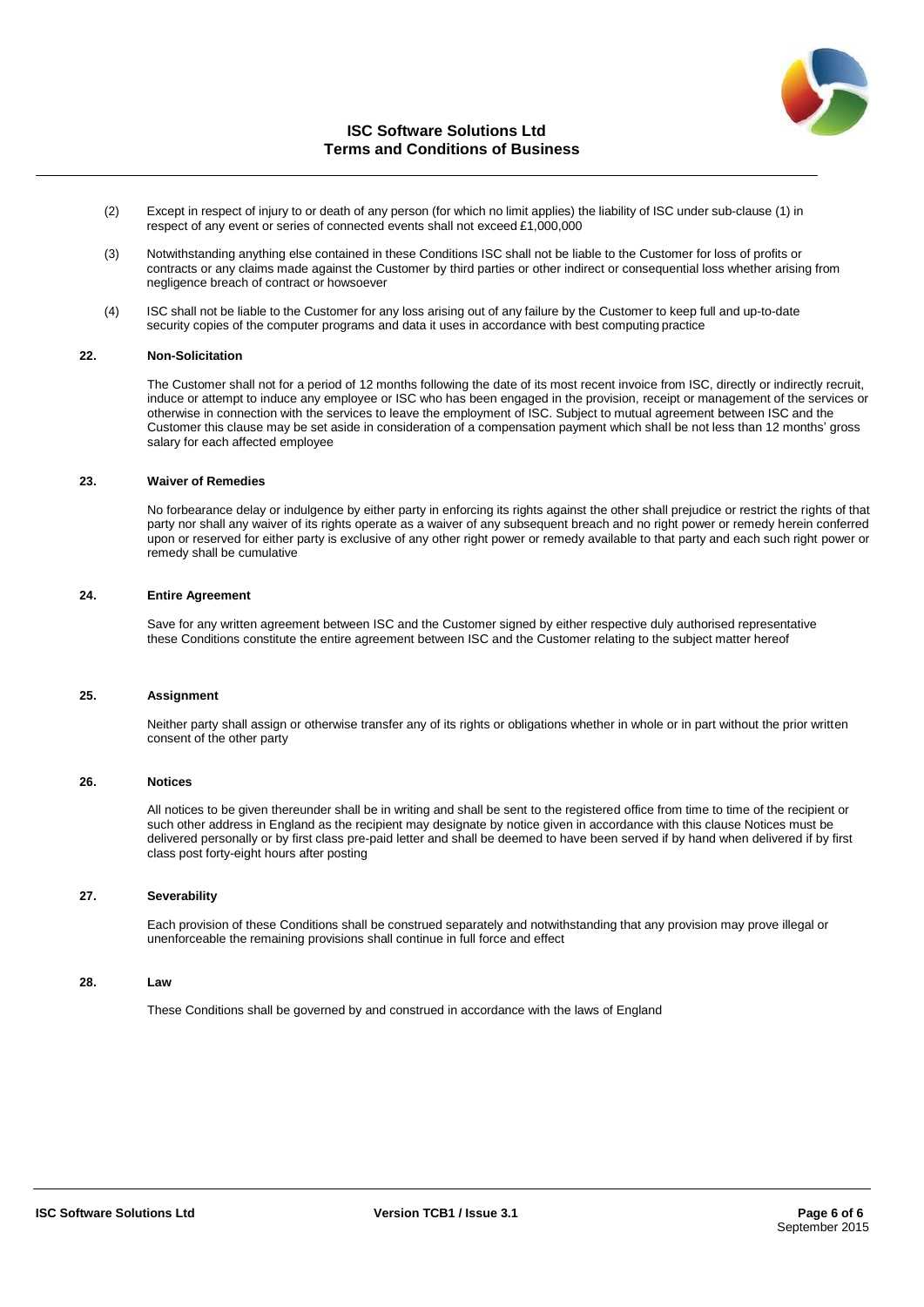(2) Except in respect of injury to or death of any person (for which no limit applies) the liability of ISC under sub-clause (1) in respect of any event or series of connected events shall not exceed £1,000,000

(3) Notwithstanding anything else contained in these Conditions ISC shall not be liable to the Customer for loss of profits or contracts or any claims made against the Customer by third parties or other indirect or consequential loss whether arising from negligence breach of contract or howsoever

(4) ISC shall not be liable to the Customer for any loss arising out of any failure by the Customer to keep full and up-to-date security copies of the computer programs and data it uses in accordance with best computing practice

**22. Non-Solicitation**

The Customer shall not for a period of 12 months following the date of its most recent invoice from ISC, directly or indirectly recruit, induce or attempt to induce any employee or ISC who has been engaged in the provision, receipt or management of the services or otherwise in connection with the services to leave the employment of ISC. Subject to mutual agreement between ISC and the Customer this clause may be set aside in consideration of a compensation payment which shall be not less than 12 months' gross salary for each affected employee

**23. Waiver of Remedies**

No forbearance delay or indulgence by either party in enforcing its rights against the other shall prejudice or restrict the rights of that party nor shall any waiver of its rights operate as a waiver of any subsequent breach and no right power or remedy herein conferred upon or reserved for either party is exclusive of any other right power or remedy available to that party and each such right power or remedy shall be cumulative

**24. Entire Agreement**

Save for any written agreement between ISC and the Customer signed by either respective duly authorised representative these Conditions constitute the entire agreement between ISC and the Customer relating to the subject matter hereof

**25. Assignment**

Neither party shall assign or otherwise transfer any of its rights or obligations whether in whole or in part without the prior written consent of the other party

**26. Notices**

All notices to be given thereunder shall be in writing and shall be sent to the registered office from time to time of the recipient or such other address in England as the recipient may designate by notice given in accordance with this clause Notices must be delivered personally or by first class pre-paid letter and shall be deemed to have been served if by hand when delivered if by first class post forty-eight hours after posting

**27. Severability**

Each provision of these Conditions shall be construed separately and notwithstanding that any provision may prove illegal or unenforceable the remaining provisions shall continue in full force and effect

**28. Law**

These Conditions shall be governed by and construed in accordance with the laws of England